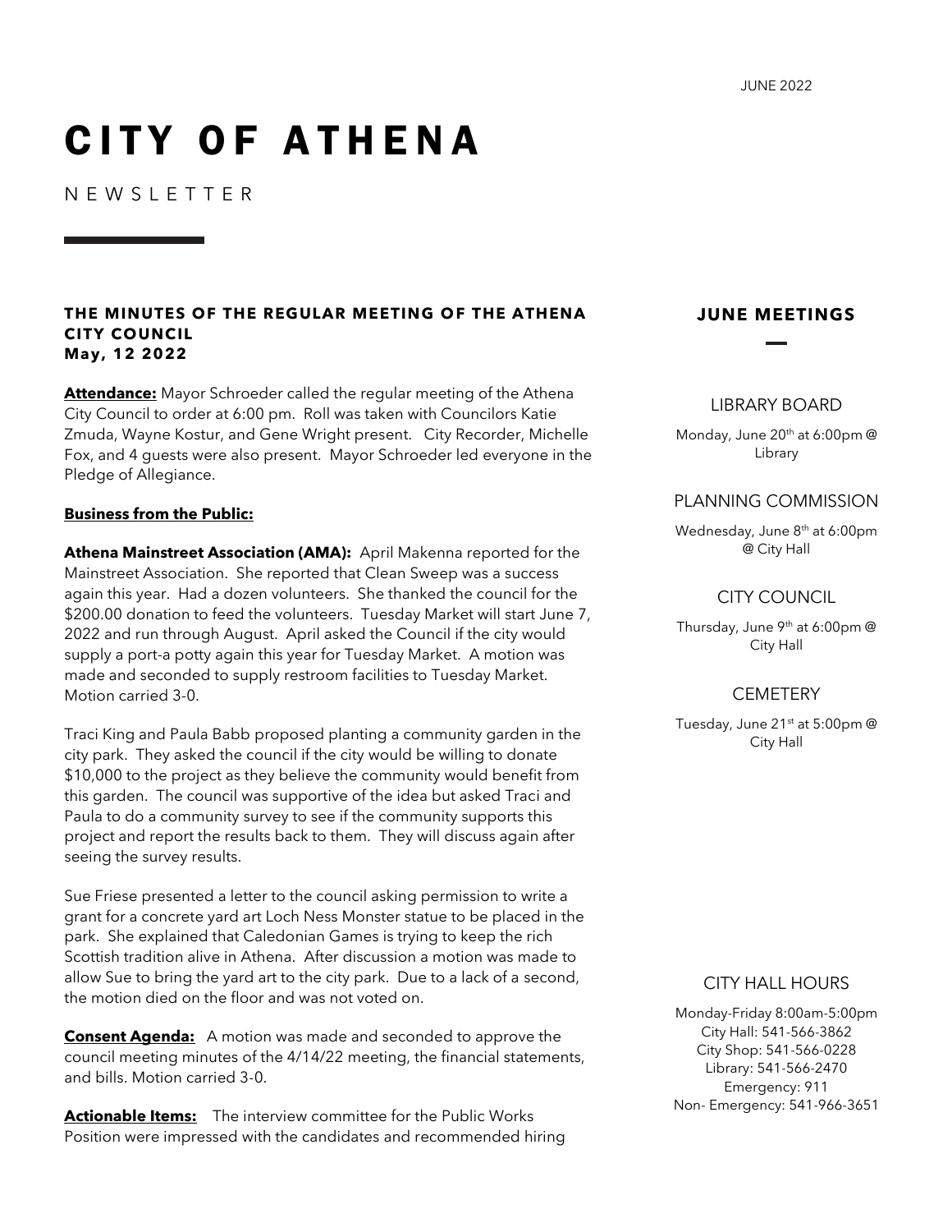JUNE 2022

# CITY OF ATHENA

NEWSLETTER

### THE MINUTES OF THE REGULAR MEETING OF THE ATHENA CITY COUNCIL
**May, 12 2022**

**Attendance:** Mayor Schroeder called the regular meeting of the Athena City Council to order at 6:00 pm. Roll was taken with Councilors Katie Zmuda, Wayne Kostur, and Gene Wright present. City Recorder, Michelle Fox, and 4 guests were also present. Mayor Schroeder led everyone in the Pledge of Allegiance.

**Business from the Public:**

**Athena Mainstreet Association (AMA):** April Makenna reported for the Mainstreet Association. She reported that Clean Sweep was a success again this year. Had a dozen volunteers. She thanked the council for the $200.00 donation to feed the volunteers. Tuesday Market will start June 7, 2022 and run through August. April asked the Council if the city would supply a port-a potty again this year for Tuesday Market. A motion was made and seconded to supply restroom facilities to Tuesday Market. Motion carried 3-0.

Traci King and Paula Babb proposed planting a community garden in the city park. They asked the council if the city would be willing to donate $10,000 to the project as they believe the community would benefit from this garden. The council was supportive of the idea but asked Traci and Paula to do a community survey to see if the community supports this project and report the results back to them. They will discuss again after seeing the survey results.

Sue Friese presented a letter to the council asking permission to write a grant for a concrete yard art Loch Ness Monster statue to be placed in the park. She explained that Caledonian Games is trying to keep the rich Scottish tradition alive in Athena. After discussion a motion was made to allow Sue to bring the yard art to the city park. Due to a lack of a second, the motion died on the floor and was not voted on.

**Consent Agenda:** A motion was made and seconded to approve the council meeting minutes of the 4/14/22 meeting, the financial statements, and bills. Motion carried 3-0.

**Actionable Items:** The interview committee for the Public Works Position were impressed with the candidates and recommended hiring

### JUNE MEETINGS

LIBRARY BOARD

Monday, June 20th at 6:00pm @ Library

PLANNING COMMISSION

Wednesday, June 8th at 6:00pm @ City Hall

CITY COUNCIL

Thursday, June 9th at 6:00pm @ City Hall

CEMETERY

Tuesday, June 21st at 5:00pm @ City Hall

CITY HALL HOURS

Monday-Friday 8:00am-5:00pm
City Hall: 541-566-3862
City Shop: 541-566-0228
Library: 541-566-2470
Emergency: 911
Non- Emergency: 541-966-3651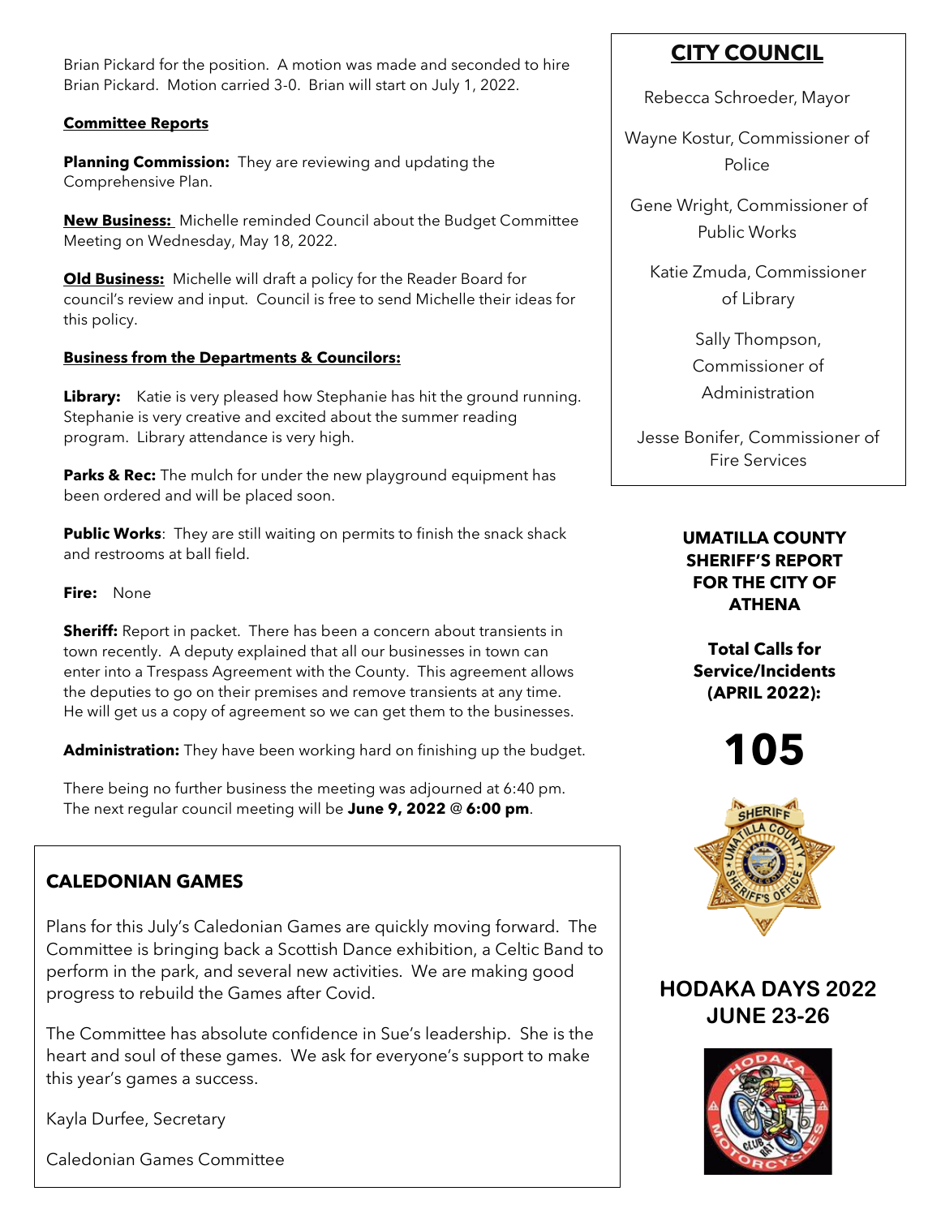Brian Pickard for the position. A motion was made and seconded to hire Brian Pickard. Motion carried 3-0. Brian will start on July 1, 2022.

**Committee Reports**

**Planning Commission:** They are reviewing and updating the Comprehensive Plan.

**New Business:** Michelle reminded Council about the Budget Committee Meeting on Wednesday, May 18, 2022.

**Old Business:** Michelle will draft a policy for the Reader Board for council's review and input. Council is free to send Michelle their ideas for this policy.

**Business from the Departments & Councilors:**

**Library:** Katie is very pleased how Stephanie has hit the ground running. Stephanie is very creative and excited about the summer reading program. Library attendance is very high.

**Parks & Rec:** The mulch for under the new playground equipment has been ordered and will be placed soon.

**Public Works**: They are still waiting on permits to finish the snack shack and restrooms at ball field.

**Fire:** None

**Sheriff:** Report in packet. There has been a concern about transients in town recently. A deputy explained that all our businesses in town can enter into a Trespass Agreement with the County. This agreement allows the deputies to go on their premises and remove transients at any time. He will get us a copy of agreement so we can get them to the businesses.

**Administration:** They have been working hard on finishing up the budget.

There being no further business the meeting was adjourned at 6:40 pm. The next regular council meeting will be **June 9, 2022 @ 6:00 pm**.

## CALEDONIAN GAMES

Plans for this July's Caledonian Games are quickly moving forward. The Committee is bringing back a Scottish Dance exhibition, a Celtic Band to perform in the park, and several new activities. We are making good progress to rebuild the Games after Covid.

The Committee has absolute confidence in Sue's leadership. She is the heart and soul of these games. We ask for everyone's support to make this year's games a success.

Kayla Durfee, Secretary

Caledonian Games Committee

## CITY COUNCIL

Rebecca Schroeder, Mayor

Wayne Kostur, Commissioner of Police

Gene Wright, Commissioner of Public Works

Katie Zmuda, Commissioner of Library

Sally Thompson, Commissioner of Administration

Jesse Bonifer, Commissioner of Fire Services

**UMATILLA COUNTY SHERIFF'S REPORT FOR THE CITY OF ATHENA**

**Total Calls for Service/Incidents (APRIL 2022):**

# 105

## HODAKA DAYS 2022 JUNE 23-26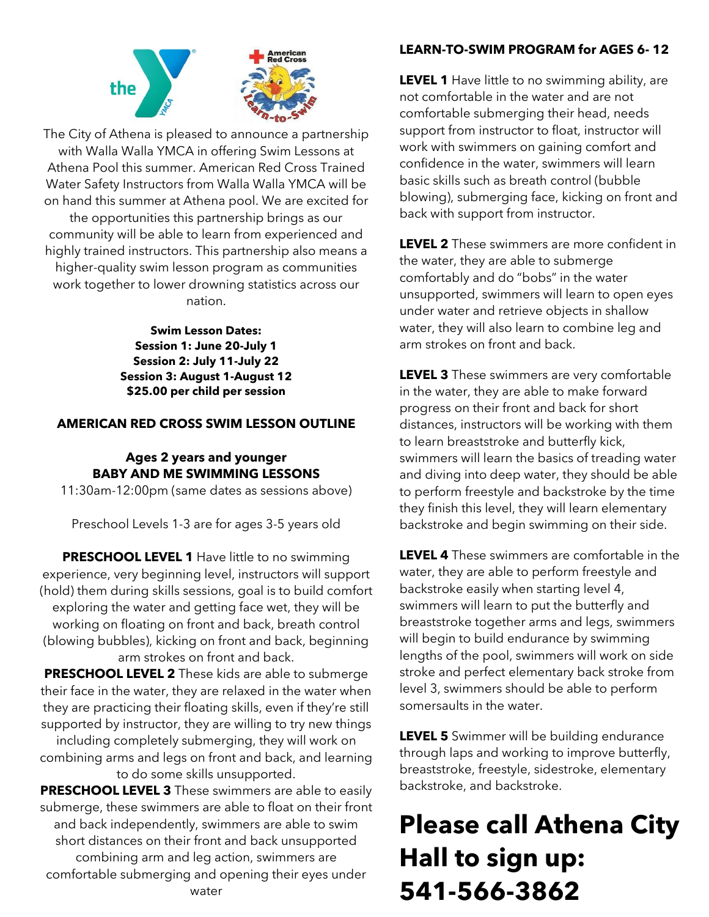The City of Athena is pleased to announce a partnership with Walla Walla YMCA in offering Swim Lessons at Athena Pool this summer. American Red Cross Trained Water Safety Instructors from Walla Walla YMCA will be on hand this summer at Athena pool. We are excited for the opportunities this partnership brings as our community will be able to learn from experienced and highly trained instructors. This partnership also means a higher-quality swim lesson program as communities work together to lower drowning statistics across our nation.

**Swim Lesson Dates:**
**Session 1: June 20-July 1**
**Session 2: July 11-July 22**
**Session 3: August 1-August 12**
**$25.00 per child per session**

## AMERICAN RED CROSS SWIM LESSON OUTLINE

### Ages 2 years and younger
### BABY AND ME SWIMMING LESSONS

11:30am-12:00pm (same dates as sessions above)

Preschool Levels 1-3 are for ages 3-5 years old

**PRESCHOOL LEVEL 1** Have little to no swimming experience, very beginning level, instructors will support (hold) them during skills sessions, goal is to build comfort exploring the water and getting face wet, they will be working on floating on front and back, breath control (blowing bubbles), kicking on front and back, beginning arm strokes on front and back.

**PRESCHOOL LEVEL 2** These kids are able to submerge their face in the water, they are relaxed in the water when they are practicing their floating skills, even if they're still supported by instructor, they are willing to try new things including completely submerging, they will work on combining arms and legs on front and back, and learning to do some skills unsupported.

**PRESCHOOL LEVEL 3** These swimmers are able to easily submerge, these swimmers are able to float on their front and back independently, swimmers are able to swim short distances on their front and back unsupported combining arm and leg action, swimmers are comfortable submerging and opening their eyes under water

## LEARN-TO-SWIM PROGRAM for AGES 6- 12

**LEVEL 1** Have little to no swimming ability, are not comfortable in the water and are not comfortable submerging their head, needs support from instructor to float, instructor will work with swimmers on gaining comfort and confidence in the water, swimmers will learn basic skills such as breath control (bubble blowing), submerging face, kicking on front and back with support from instructor.

**LEVEL 2** These swimmers are more confident in the water, they are able to submerge comfortably and do "bobs" in the water unsupported, swimmers will learn to open eyes under water and retrieve objects in shallow water, they will also learn to combine leg and arm strokes on front and back.

**LEVEL 3** These swimmers are very comfortable in the water, they are able to make forward progress on their front and back for short distances, instructors will be working with them to learn breaststroke and butterfly kick, swimmers will learn the basics of treading water and diving into deep water, they should be able to perform freestyle and backstroke by the time they finish this level, they will learn elementary backstroke and begin swimming on their side.

**LEVEL 4** These swimmers are comfortable in the water, they are able to perform freestyle and backstroke easily when starting level 4, swimmers will learn to put the butterfly and breaststroke together arms and legs, swimmers will begin to build endurance by swimming lengths of the pool, swimmers will work on side stroke and perfect elementary back stroke from level 3, swimmers should be able to perform somersaults in the water.

**LEVEL 5** Swimmer will be building endurance through laps and working to improve butterfly, breaststroke, freestyle, sidestroke, elementary backstroke, and backstroke.

# Please call Athena City Hall to sign up: 541-566-3862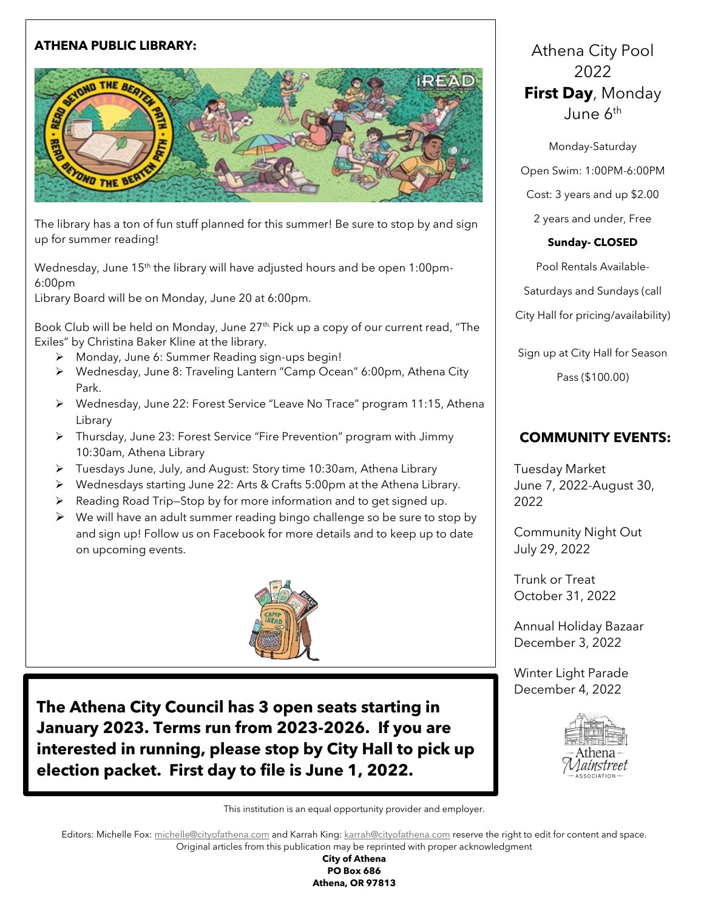## ATHENA PUBLIC LIBRARY:

The library has a ton of fun stuff planned for this summer! Be sure to stop by and sign up for summer reading!

Wednesday, June 15th the library will have adjusted hours and be open 1:00pm-6:00pm

Library Board will be on Monday, June 20 at 6:00pm.

Book Club will be held on Monday, June 27th. Pick up a copy of our current read, "The Exiles" by Christina Baker Kline at the library.

- Monday, June 6: Summer Reading sign-ups begin!
- Wednesday, June 8: Traveling Lantern "Camp Ocean" 6:00pm, Athena City Park.
- Wednesday, June 22: Forest Service "Leave No Trace" program 11:15, Athena Library
- Thursday, June 23: Forest Service "Fire Prevention" program with Jimmy 10:30am, Athena Library
- Tuesdays June, July, and August: Story time 10:30am, Athena Library
- Wednesdays starting June 22: Arts & Crafts 5:00pm at the Athena Library.
- Reading Road Trip—Stop by for more information and to get signed up.
- We will have an adult summer reading bingo challenge so be sure to stop by and sign up! Follow us on Facebook for more details and to keep up to date on upcoming events.

**The Athena City Council has 3 open seats starting in January 2023. Terms run from 2023-2026. If you are interested in running, please stop by City Hall to pick up election packet. First day to file is June 1, 2022.**

## Athena City Pool 2022

**First Day**, Monday June 6th

Monday-Saturday

Open Swim: 1:00PM-6:00PM

Cost: 3 years and up $2.00

2 years and under, Free

**Sunday- CLOSED**

Pool Rentals Available-

Saturdays and Sundays (call City Hall for pricing/availability)

Sign up at City Hall for Season Pass ($100.00)

## COMMUNITY EVENTS:

Tuesday Market
June 7, 2022-August 30, 2022

Community Night Out
July 29, 2022

Trunk or Treat
October 31, 2022

Annual Holiday Bazaar
December 3, 2022

Winter Light Parade
December 4, 2022

Athena Mainstreet Association

This institution is an equal opportunity provider and employer.

Editors: Michelle Fox: michelle@cityofathena.com and Karrah King: karrah@cityofathena.com reserve the right to edit for content and space.
Original articles from this publication may be reprinted with proper acknowledgment

**City of Athena**
**PO Box 686**
**Athena, OR 97813**